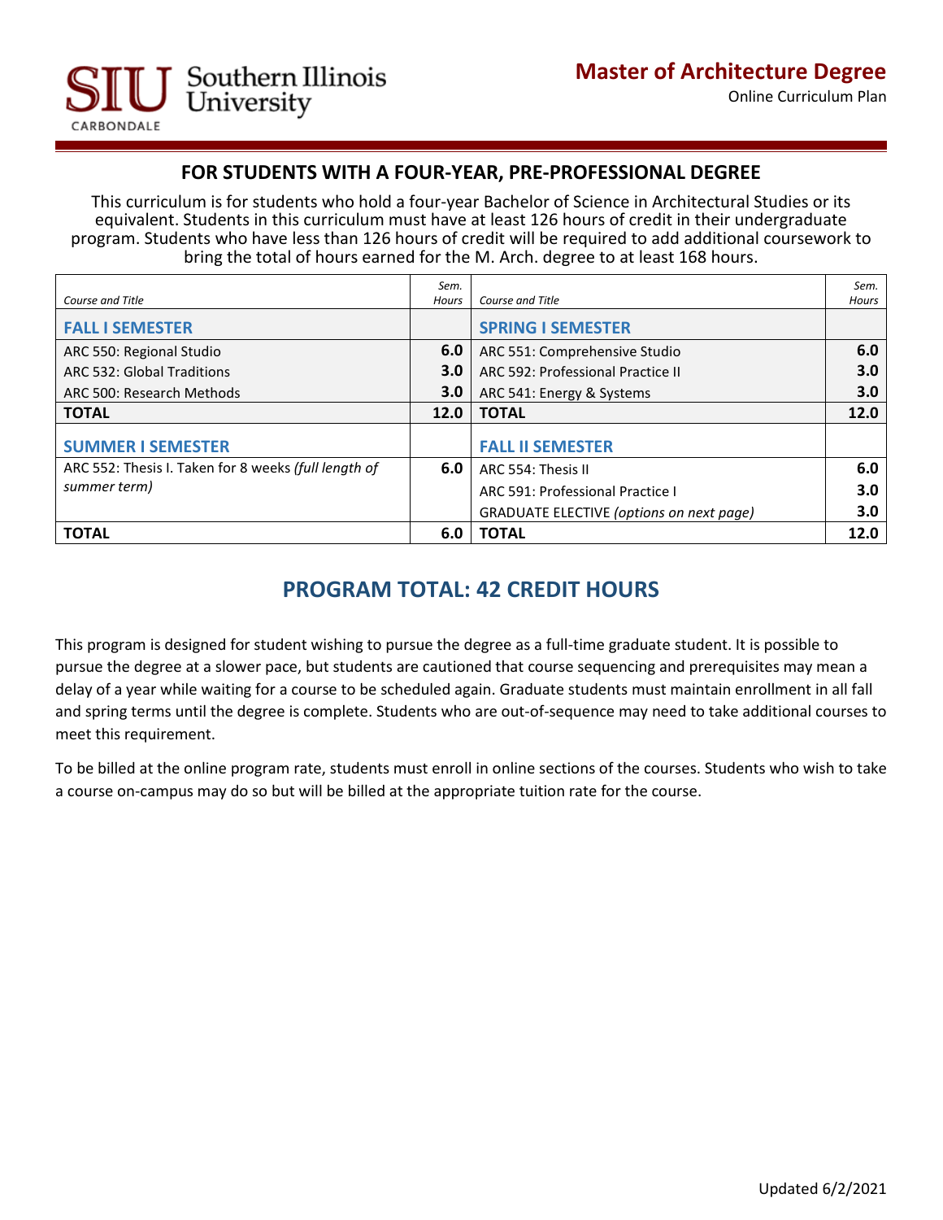# Master of Architecture Degree

Online Curriculum Plan

## FOR STUDENTS WITH A FOUR-YEAR, PRE-PROFESSIONAL DEGREE

This curriculum is for students who hold a four-year Bachelor of Science in Architectural Studies or its equivalent. Students in this curriculum must have at least 126 hours of credit in their undergraduate program. Students who have less than 126 hours of credit will be required to add additional coursework to bring the total of hours earned for the M. Arch. degree to at least 168 hours.

| *Course and Title* | *Sem. Hours* | *Course and Title* | *Sem. Hours* |
|---|---|---|---|
| **FALL I SEMESTER** | | **SPRING I SEMESTER** | |
| ARC 550: Regional Studio | **6.0** | ARC 551: Comprehensive Studio | **6.0** |
| ARC 532: Global Traditions | **3.0** | ARC 592: Professional Practice II | **3.0** |
| ARC 500: Research Methods | **3.0** | ARC 541: Energy & Systems | **3.0** |
| **TOTAL** | **12.0** | **TOTAL** | **12.0** |
| **SUMMER I SEMESTER** | | **FALL II SEMESTER** | |
| ARC 552: Thesis I. Taken for 8 weeks *(full length of summer term)* | **6.0** | ARC 554: Thesis II | **6.0** |
| | | ARC 591: Professional Practice I | **3.0** |
| | | GRADUATE ELECTIVE *(options on next page)* | **3.0** |
| **TOTAL** | **6.0** | **TOTAL** | **12.0** |

## PROGRAM TOTAL: 42 CREDIT HOURS

This program is designed for student wishing to pursue the degree as a full-time graduate student. It is possible to pursue the degree at a slower pace, but students are cautioned that course sequencing and prerequisites may mean a delay of a year while waiting for a course to be scheduled again. Graduate students must maintain enrollment in all fall and spring terms until the degree is complete. Students who are out-of-sequence may need to take additional courses to meet this requirement.

To be billed at the online program rate, students must enroll in online sections of the courses. Students who wish to take a course on-campus may do so but will be billed at the appropriate tuition rate for the course.

Updated 6/2/2021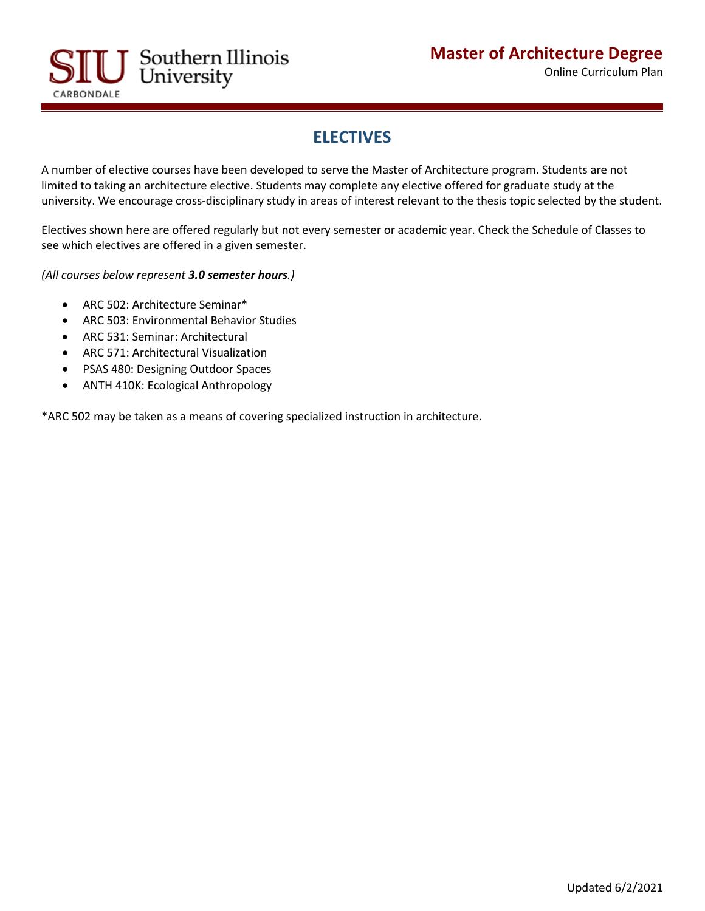## ELECTIVES

A number of elective courses have been developed to serve the Master of Architecture program. Students are not limited to taking an architecture elective. Students may complete any elective offered for graduate study at the university. We encourage cross-disciplinary study in areas of interest relevant to the thesis topic selected by the student.

Electives shown here are offered regularly but not every semester or academic year. Check the Schedule of Classes to see which electives are offered in a given semester.

*(All courses below represent **3.0 semester hours**.)*

- ARC 502: Architecture Seminar*
- ARC 503: Environmental Behavior Studies
- ARC 531: Seminar: Architectural
- ARC 571: Architectural Visualization
- PSAS 480: Designing Outdoor Spaces
- ANTH 410K: Ecological Anthropology

*ARC 502 may be taken as a means of covering specialized instruction in architecture.

Updated 6/2/2021